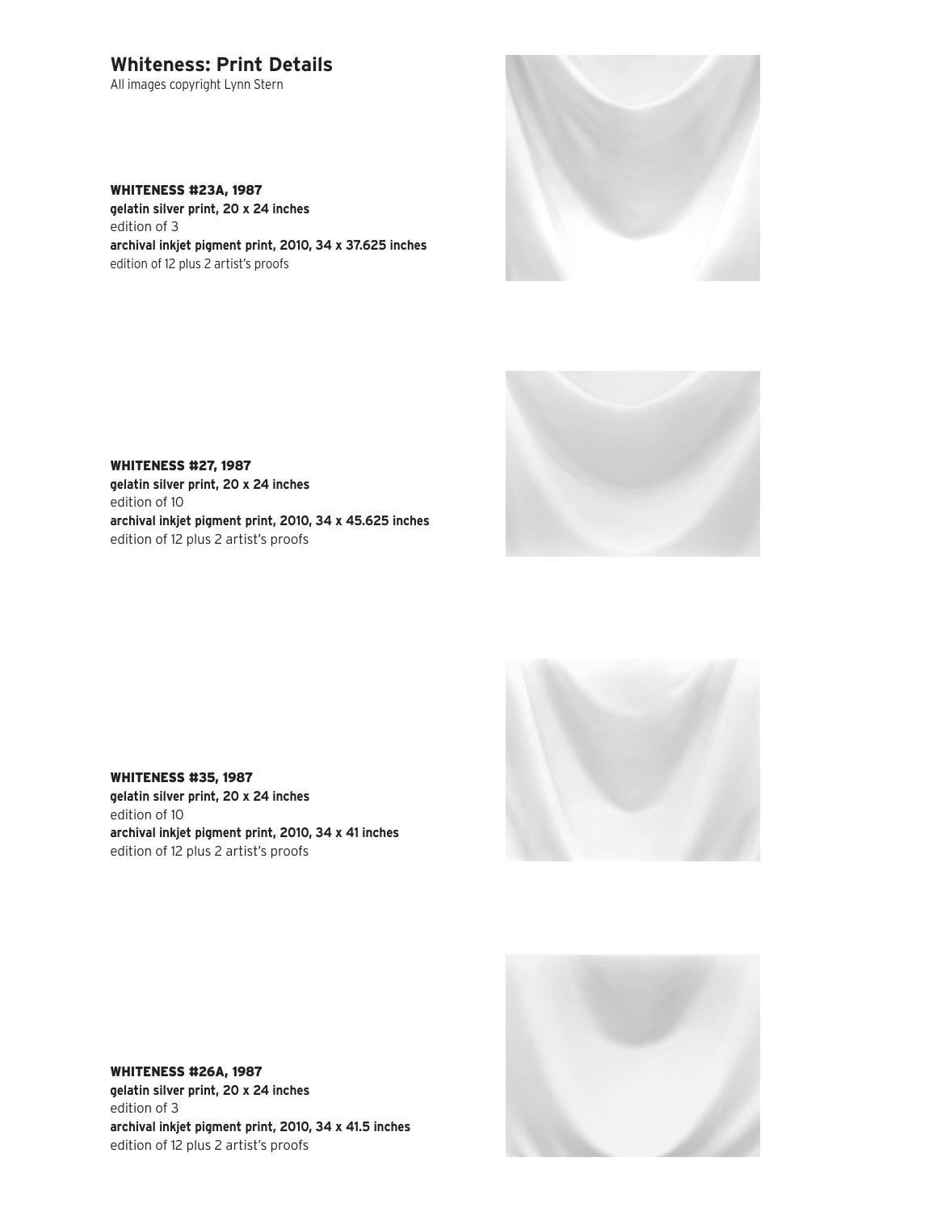# Whiteness: Print Details

All images copyright Lynn Stern

**WHITENESS #23A, 1987**
**gelatin silver print, 20 x 24 inches**
edition of 3
**archival inkjet pigment print, 2010, 34 x 37.625 inches**
edition of 12 plus 2 artist's proofs

**WHITENESS #27, 1987**
**gelatin silver print, 20 x 24 inches**
edition of 10
**archival inkjet pigment print, 2010, 34 x 45.625 inches**
edition of 12 plus 2 artist's proofs

**WHITENESS #35, 1987**
**gelatin silver print, 20 x 24 inches**
edition of 10
**archival inkjet pigment print, 2010, 34 x 41 inches**
edition of 12 plus 2 artist's proofs

**WHITENESS #26A, 1987**
**gelatin silver print, 20 x 24 inches**
edition of 3
**archival inkjet pigment print, 2010, 34 x 41.5 inches**
edition of 12 plus 2 artist's proofs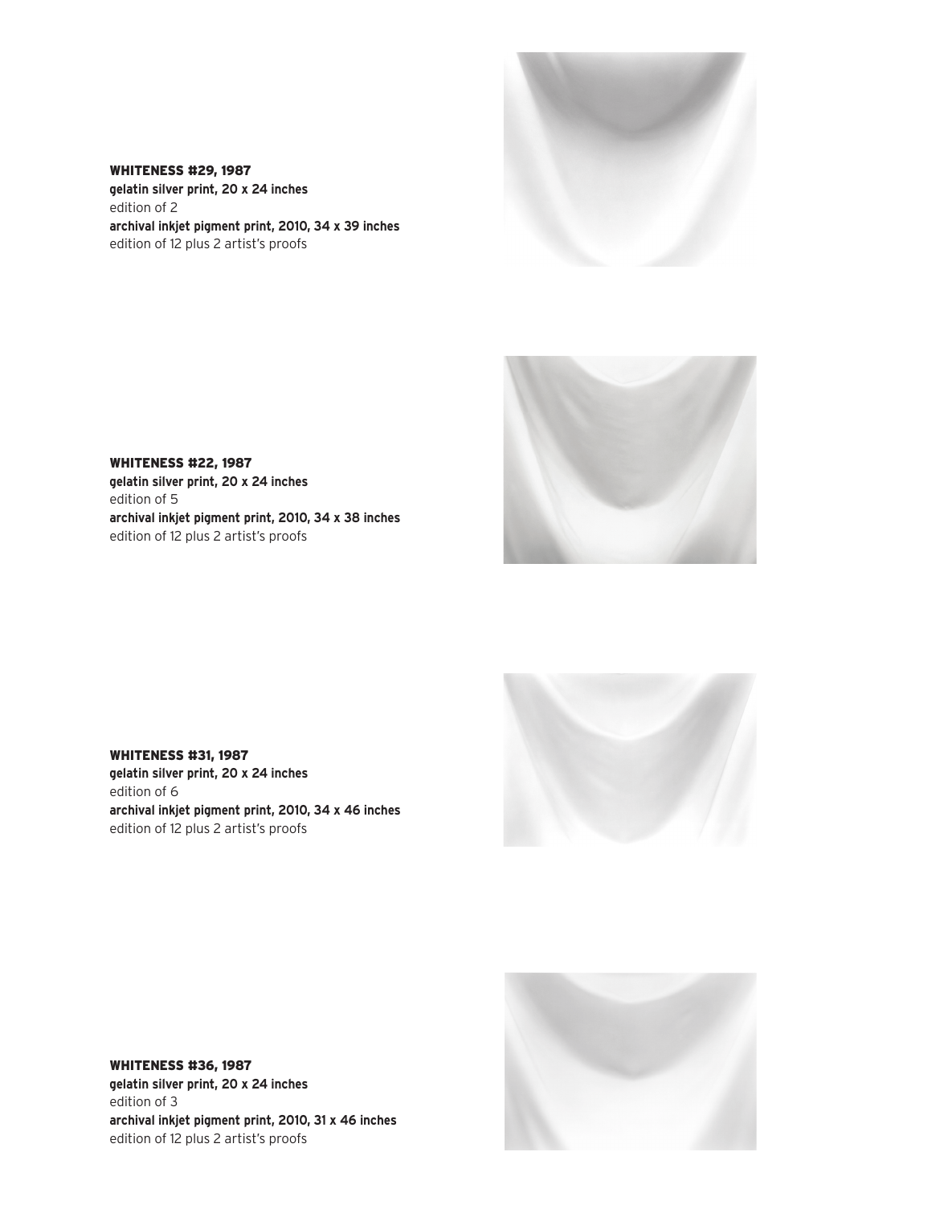**WHITENESS #29, 1987**
**gelatin silver print, 20 x 24 inches**
edition of 2
**archival inkjet pigment print, 2010, 34 x 39 inches**
edition of 12 plus 2 artist's proofs

**WHITENESS #22, 1987**
**gelatin silver print, 20 x 24 inches**
edition of 5
**archival inkjet pigment print, 2010, 34 x 38 inches**
edition of 12 plus 2 artist's proofs

**WHITENESS #31, 1987**
**gelatin silver print, 20 x 24 inches**
edition of 6
**archival inkjet pigment print, 2010, 34 x 46 inches**
edition of 12 plus 2 artist's proofs

**WHITENESS #36, 1987**
**gelatin silver print, 20 x 24 inches**
edition of 3
**archival inkjet pigment print, 2010, 31 x 46 inches**
edition of 12 plus 2 artist's proofs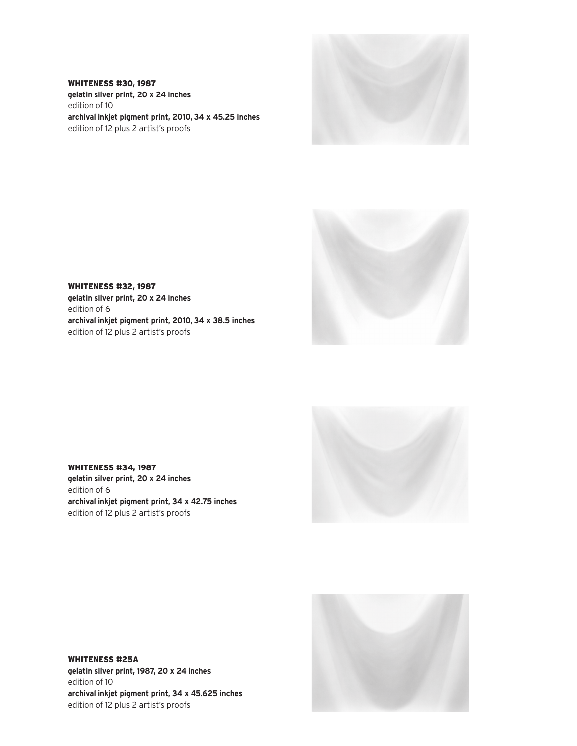**WHITENESS #30, 1987**
**gelatin silver print, 20 x 24 inches**
edition of 10
**archival inkjet pigment print, 2010, 34 x 45.25 inches**
edition of 12 plus 2 artist's proofs

**WHITENESS #32, 1987**
**gelatin silver print, 20 x 24 inches**
edition of 6
**archival inkjet pigment print, 2010, 34 x 38.5 inches**
edition of 12 plus 2 artist's proofs

**WHITENESS #34, 1987**
**gelatin silver print, 20 x 24 inches**
edition of 6
**archival inkjet pigment print, 34 x 42.75 inches**
edition of 12 plus 2 artist's proofs

**WHITENESS #25A**
**gelatin silver print, 1987, 20 x 24 inches**
edition of 10
**archival inkjet pigment print, 34 x 45.625 inches**
edition of 12 plus 2 artist's proofs